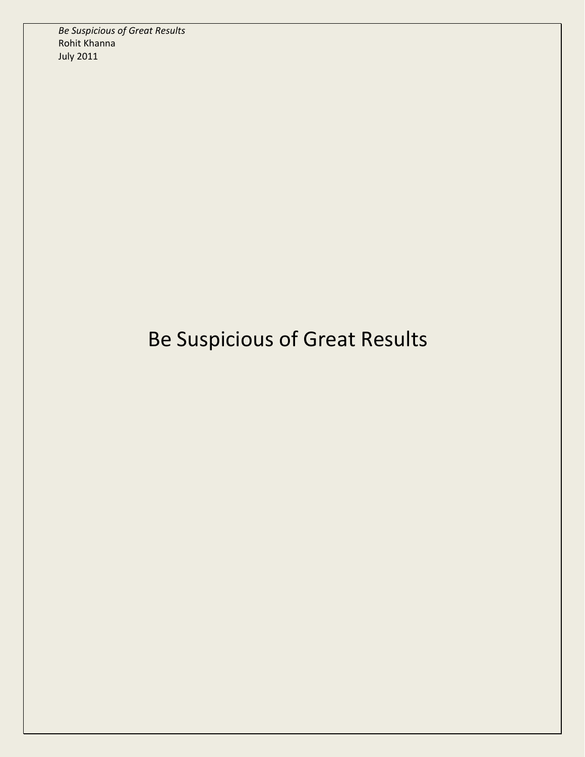*Be Suspicious of Great Results*
Rohit Khanna
July 2011

# Be Suspicious of Great Results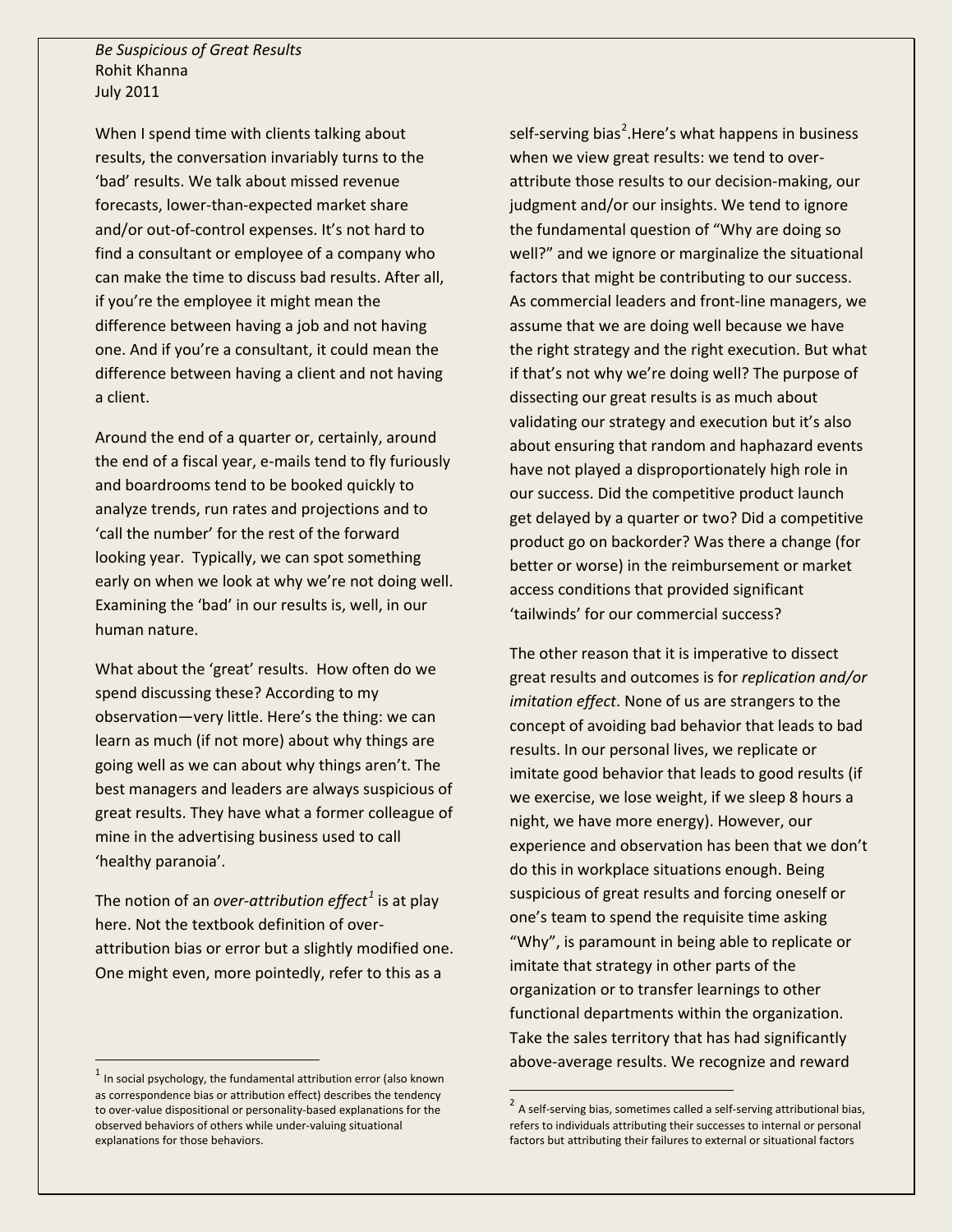*Be Suspicious of Great Results*
Rohit Khanna
July 2011

When I spend time with clients talking about results, the conversation invariably turns to the 'bad' results. We talk about missed revenue forecasts, lower-than-expected market share and/or out-of-control expenses. It's not hard to find a consultant or employee of a company who can make the time to discuss bad results. After all, if you're the employee it might mean the difference between having a job and not having one. And if you're a consultant, it could mean the difference between having a client and not having a client.

Around the end of a quarter or, certainly, around the end of a fiscal year, e-mails tend to fly furiously and boardrooms tend to be booked quickly to analyze trends, run rates and projections and to 'call the number' for the rest of the forward looking year. Typically, we can spot something early on when we look at why we're not doing well. Examining the 'bad' in our results is, well, in our human nature.

What about the 'great' results. How often do we spend discussing these? According to my observation—very little. Here's the thing: we can learn as much (if not more) about why things are going well as we can about why things aren't. The best managers and leaders are always suspicious of great results. They have what a former colleague of mine in the advertising business used to call 'healthy paranoia'.

The notion of an *over-attribution effect*[1] is at play here. Not the textbook definition of over-attribution bias or error but a slightly modified one. One might even, more pointedly, refer to this as a self-serving bias[2].Here's what happens in business when we view great results: we tend to over-attribute those results to our decision-making, our judgment and/or our insights. We tend to ignore the fundamental question of "Why are doing so well?" and we ignore or marginalize the situational factors that might be contributing to our success. As commercial leaders and front-line managers, we assume that we are doing well because we have the right strategy and the right execution. But what if that's not why we're doing well? The purpose of dissecting our great results is as much about validating our strategy and execution but it's also about ensuring that random and haphazard events have not played a disproportionately high role in our success. Did the competitive product launch get delayed by a quarter or two? Did a competitive product go on backorder? Was there a change (for better or worse) in the reimbursement or market access conditions that provided significant 'tailwinds' for our commercial success?

The other reason that it is imperative to dissect great results and outcomes is for *replication and/or imitation effect*. None of us are strangers to the concept of avoiding bad behavior that leads to bad results. In our personal lives, we replicate or imitate good behavior that leads to good results (if we exercise, we lose weight, if we sleep 8 hours a night, we have more energy). However, our experience and observation has been that we don't do this in workplace situations enough. Being suspicious of great results and forcing oneself or one's team to spend the requisite time asking "Why", is paramount in being able to replicate or imitate that strategy in other parts of the organization or to transfer learnings to other functional departments within the organization. Take the sales territory that has had significantly above-average results. We recognize and reward

---

[1] In social psychology, the fundamental attribution error (also known as correspondence bias or attribution effect) describes the tendency to over-value dispositional or personality-based explanations for the observed behaviors of others while under-valuing situational explanations for those behaviors.

[2] A self-serving bias, sometimes called a self-serving attributional bias, refers to individuals attributing their successes to internal or personal factors but attributing their failures to external or situational factors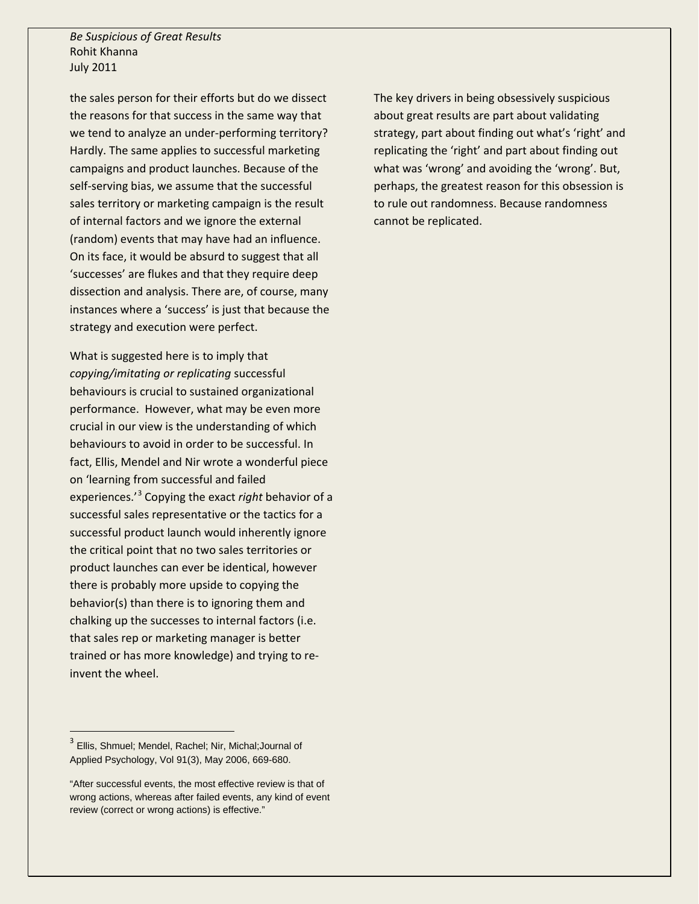the sales person for their efforts but do we dissect the reasons for that success in the same way that we tend to analyze an under-performing territory? Hardly. The same applies to successful marketing campaigns and product launches. Because of the self-serving bias, we assume that the successful sales territory or marketing campaign is the result of internal factors and we ignore the external (random) events that may have had an influence. On its face, it would be absurd to suggest that all 'successes' are flukes and that they require deep dissection and analysis. There are, of course, many instances where a 'success' is just that because the strategy and execution were perfect.

What is suggested here is to imply that *copying/imitating or replicating* successful behaviours is crucial to sustained organizational performance. However, what may be even more crucial in our view is the understanding of which behaviours to avoid in order to be successful. In fact, Ellis, Mendel and Nir wrote a wonderful piece on 'learning from successful and failed experiences.'[3] Copying the exact *right* behavior of a successful sales representative or the tactics for a successful product launch would inherently ignore the critical point that no two sales territories or product launches can ever be identical, however there is probably more upside to copying the behavior(s) than there is to ignoring them and chalking up the successes to internal factors (i.e. that sales rep or marketing manager is better trained or has more knowledge) and trying to re-invent the wheel.

The key drivers in being obsessively suspicious about great results are part about validating strategy, part about finding out what's 'right' and replicating the 'right' and part about finding out what was 'wrong' and avoiding the 'wrong'. But, perhaps, the greatest reason for this obsession is to rule out randomness. Because randomness cannot be replicated.

---

[3] Ellis, Shmuel; Mendel, Rachel; Nir, Michal;Journal of Applied Psychology, Vol 91(3), May 2006, 669-680.

"After successful events, the most effective review is that of wrong actions, whereas after failed events, any kind of event review (correct or wrong actions) is effective."